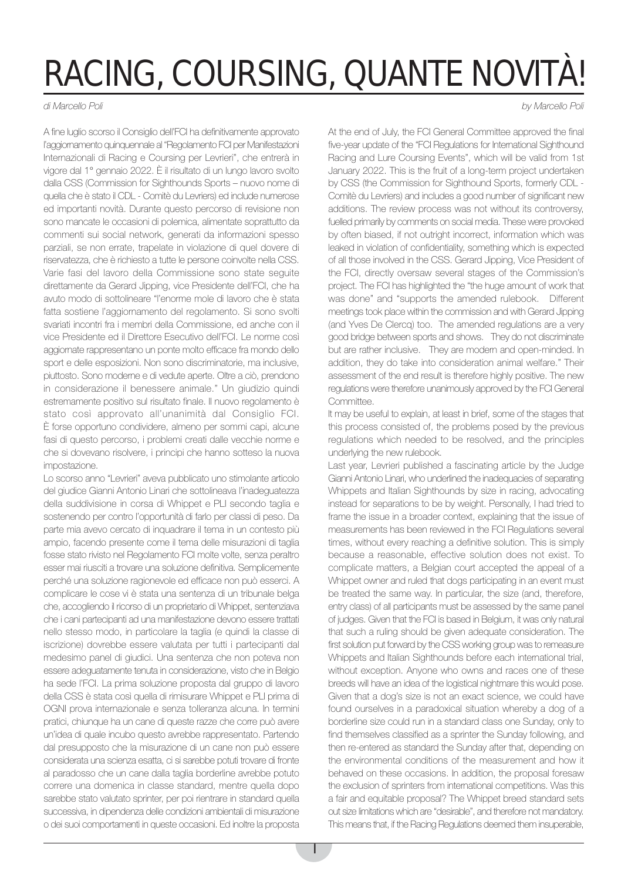# RACING, COURSING, QUANTE NOVITÀ!

*di Marcello Poli*

A fine luglio scorso il Consiglio dell'FCI ha definitivamente approvato l'aggiornamento quinquennale al "Regolamento FCI per Manifestazioni Internazionali di Racing e Coursing per Levrieri", che entrerà in vigore dal 1° gennaio 2022. È il risultato di un lungo lavoro svolto dalla CSS (Commission for Sighthounds Sports – nuovo nome di quella che è stato il CDL - Comitè du Levriers) ed include numerose ed importanti novità. Durante questo percorso di revisione non sono mancate le occasioni di polemica, alimentate soprattutto da commenti sui social network, generati da informazioni spesso parziali, se non errate, trapelate in violazione di quel dovere di riservatezza, che è richiesto a tutte le persone coinvolte nella CSS. Varie fasi del lavoro della Commissione sono state seguite direttamente da Gerard Jipping, vice Presidente dell'FCI, che ha avuto modo di sottolineare "l'enorme mole di lavoro che è stata fatta sostiene l'aggiornamento del regolamento. Si sono svolti svariati incontri fra i membri della Commissione, ed anche con il vice Presidente ed il Direttore Esecutivo dell'FCI. Le norme così aggiornate rappresentano un ponte molto efficace fra mondo dello sport e delle esposizioni. Non sono discriminatorie, ma inclusive, piuttosto. Sono moderne e di vedute aperte. Oltre a ciò, prendono in considerazione il benessere animale." Un giudizio quindi estremamente positivo sul risultato finale. Il nuovo regolamento è stato così approvato all'unanimità dal Consiglio FCI. È forse opportuno condividere, almeno per sommi capi, alcune fasi di questo percorso, i problemi creati dalle vecchie norme e che si dovevano risolvere, i principi che hanno sotteso la nuova impostazione.

Lo scorso anno "Levrieri" aveva pubblicato uno stimolante articolo del giudice Gianni Antonio Linari che sottolineava l'inadeguatezza della suddivisione in corsa di Whippet e PLI secondo taglia e sostenendo per contro l'opportunità di farlo per classi di peso. Da parte mia avevo cercato di inquadrare il tema in un contesto più ampio, facendo presente come il tema delle misurazioni di taglia fosse stato rivisto nel Regolamento FCI molte volte, senza peraltro esser mai riusciti a trovare una soluzione definitiva. Semplicemente perché una soluzione ragionevole ed efficace non può esserci. A complicare le cose vi è stata una sentenza di un tribunale belga che, accogliendo il ricorso di un proprietario di Whippet, sentenziava che i cani partecipanti ad una manifestazione devono essere trattati nello stesso modo, in particolare la taglia (e quindi la classe di iscrizione) dovrebbe essere valutata per tutti i partecipanti dal medesimo panel di giudici. Una sentenza che non poteva non essere adeguatamente tenuta in considerazione, visto che in Belgio ha sede l'FCI. La prima soluzione proposta dal gruppo di lavoro della CSS è stata così quella di rimisurare Whippet e PLI prima di OGNI prova internazionale e senza tolleranza alcuna. In termini pratici, chiunque ha un cane di queste razze che corre può avere un'idea di quale incubo questo avrebbe rappresentato. Partendo dal presupposto che la misurazione di un cane non può essere considerata una scienza esatta, ci si sarebbe potuti trovare di fronte al paradosso che un cane dalla taglia borderline avrebbe potuto correre una domenica in classe standard, mentre quella dopo sarebbe stato valutato sprinter, per poi rientrare in standard quella successiva, in dipendenza delle condizioni ambientali di misurazione o dei suoi comportamenti in queste occasioni. Ed inoltre la proposta

*by Marcello Poli*

At the end of July, the FCI General Committee approved the final five-year update of the "FCI Regulations for International Sighthound Racing and Lure Coursing Events", which will be valid from 1st January 2022. This is the fruit of a long-term project undertaken by CSS (the Commission for Sighthound Sports, formerly CDL - Comitè du Levriers) and includes a good number of significant new additions. The review process was not without its controversy, fuelled primarily by comments on social media. These were provoked by often biased, if not outright incorrect, information which was leaked in violation of confidentiality, something which is expected of all those involved in the CSS. Gerard Jipping, Vice President of the FCI, directly oversaw several stages of the Commission's project. The FCI has highlighted the "the huge amount of work that was done" and "supports the amended rulebook. Different meetings took place within the commission and with Gerard Jipping (and Yves De Clercq) too. The amended regulations are a very good bridge between sports and shows. They do not discriminate but are rather inclusive. They are modern and open-minded. In addition, they do take into consideration animal welfare." Their assessment of the end result is therefore highly positive. The new regulations were therefore unanimously approved by the FCI General Committee.

It may be useful to explain, at least in brief, some of the stages that this process consisted of, the problems posed by the previous regulations which needed to be resolved, and the principles underlying the new rulebook.

Last year, Levrieri published a fascinating article by the Judge Gianni Antonio Linari, who underlined the inadequacies of separating Whippets and Italian Sighthounds by size in racing, advocating instead for separations to be by weight. Personally, I had tried to frame the issue in a broader context, explaining that the issue of measurements has been reviewed in the FCI Regulations several times, without every reaching a definitive solution. This is simply because a reasonable, effective solution does not exist. To complicate matters, a Belgian court accepted the appeal of a Whippet owner and ruled that dogs participating in an event must be treated the same way. In particular, the size (and, therefore, entry class) of all participants must be assessed by the same panel of judges. Given that the FCI is based in Belgium, it was only natural that such a ruling should be given adequate consideration. The first solution put forward by the CSS working group was to remeasure Whippets and Italian Sighthounds before each international trial, without exception. Anyone who owns and races one of these breeds will have an idea of the logistical nightmare this would pose. Given that a dog's size is not an exact science, we could have found ourselves in a paradoxical situation whereby a dog of a borderline size could run in a standard class one Sunday, only to find themselves classified as a sprinter the Sunday following, and then re-entered as standard the Sunday after that, depending on the environmental conditions of the measurement and how it behaved on these occasions. In addition, the proposal foresaw the exclusion of sprinters from international competitions. Was this a fair and equitable proposal? The Whippet breed standard sets out size limitations which are "desirable", and therefore not mandatory. This means that, if the Racing Regulations deemed them insuperable,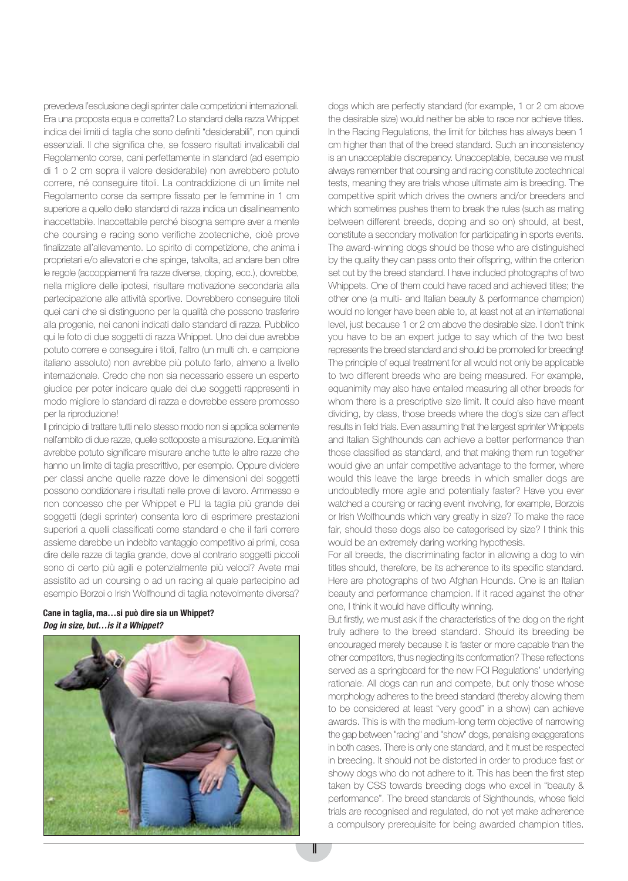prevedeva l'esclusione degli sprinter dalle competizioni internazionali. Era una proposta equa e corretta? Lo standard della razza Whippet indica dei limiti di taglia che sono definiti "desiderabili", non quindi essenziali. Il che significa che, se fossero risultati invalicabili dal Regolamento corse, cani perfettamente in standard (ad esempio di 1 o 2 cm sopra il valore desiderabile) non avrebbero potuto correre, né conseguire titoli. La contraddizione di un limite nel Regolamento corse da sempre fissato per le femmine in 1 cm superiore a quello dello standard di razza indica un disallineamento inaccettabile. Inaccettabile perché bisogna sempre aver a mente che coursing e racing sono verifiche zootecniche, cioè prove finalizzate all'allevamento. Lo spirito di competizione, che anima i proprietari e/o allevatori e che spinge, talvolta, ad andare ben oltre le regole (accoppiamenti fra razze diverse, doping, ecc.), dovrebbe, nella migliore delle ipotesi, risultare motivazione secondaria alla partecipazione alle attività sportive. Dovrebbero conseguire titoli quei cani che si distinguono per la qualità che possono trasferire alla progenie, nei canoni indicati dallo standard di razza. Pubblico qui le foto di due soggetti di razza Whippet. Uno dei due avrebbe potuto correre e conseguire i titoli, l'altro (un multi ch. e campione italiano assoluto) non avrebbe più potuto farlo, almeno a livello internazionale. Credo che non sia necessario essere un esperto giudice per poter indicare quale dei due soggetti rappresenti in modo migliore lo standard di razza e dovrebbe essere promosso per la riproduzione!

Il principio di trattare tutti nello stesso modo non si applica solamente nell'ambito di due razze, quelle sottoposte a misurazione. Equanimità avrebbe potuto significare misurare anche tutte le altre razze che hanno un limite di taglia prescrittivo, per esempio. Oppure dividere per classi anche quelle razze dove le dimensioni dei soggetti possono condizionare i risultati nelle prove di lavoro. Ammesso e non concesso che per Whippet e PLI la taglia più grande dei soggetti (degli sprinter) consenta loro di esprimere prestazioni superiori a quelli classificati come standard e che il farli correre assieme darebbe un indebito vantaggio competitivo ai primi, cosa dire delle razze di taglia grande, dove al contrario soggetti piccoli sono di certo più agili e potenzialmente più veloci? Avete mai assistito ad un coursing o ad un racing al quale partecipino ad esempio Borzoi o Irish Wolfhound di taglia notevolmente diversa?

**Cane in taglia, ma…si può dire sia un Whippet?**
***Dog in size, but…is it a Whippet?***

dogs which are perfectly standard (for example, 1 or 2 cm above the desirable size) would neither be able to race nor achieve titles. In the Racing Regulations, the limit for bitches has always been 1 cm higher than that of the breed standard. Such an inconsistency is an unacceptable discrepancy. Unacceptable, because we must always remember that coursing and racing constitute zootechnical tests, meaning they are trials whose ultimate aim is breeding. The competitive spirit which drives the owners and/or breeders and which sometimes pushes them to break the rules (such as mating between different breeds, doping and so on) should, at best, constitute a secondary motivation for participating in sports events. The award-winning dogs should be those who are distinguished by the quality they can pass onto their offspring, within the criterion set out by the breed standard. I have included photographs of two Whippets. One of them could have raced and achieved titles; the other one (a multi- and Italian beauty & performance champion) would no longer have been able to, at least not at an international level, just because 1 or 2 cm above the desirable size. I don't think you have to be an expert judge to say which of the two best represents the breed standard and should be promoted for breeding! The principle of equal treatment for all would not only be applicable to two different breeds who are being measured. For example, equanimity may also have entailed measuring all other breeds for whom there is a prescriptive size limit. It could also have meant dividing, by class, those breeds where the dog's size can affect results in field trials. Even assuming that the largest sprinter Whippets and Italian Sighthounds can achieve a better performance than those classified as standard, and that making them run together would give an unfair competitive advantage to the former, where would this leave the large breeds in which smaller dogs are undoubtedly more agile and potentially faster? Have you ever watched a coursing or racing event involving, for example, Borzois or Irish Wolfhounds which vary greatly in size? To make the race fair, should these dogs also be categorised by size? I think this would be an extremely daring working hypothesis.

For all breeds, the discriminating factor in allowing a dog to win titles should, therefore, be its adherence to its specific standard. Here are photographs of two Afghan Hounds. One is an Italian beauty and performance champion. If it raced against the other one, I think it would have difficulty winning.

But firstly, we must ask if the characteristics of the dog on the right truly adhere to the breed standard. Should its breeding be encouraged merely because it is faster or more capable than the other competitors, thus neglecting its conformation? These reflections served as a springboard for the new FCI Regulations' underlying rationale. All dogs can run and compete, but only those whose morphology adheres to the breed standard (thereby allowing them to be considered at least "very good" in a show) can achieve awards. This is with the medium-long term objective of narrowing the gap between "racing" and "show" dogs, penalising exaggerations in both cases. There is only one standard, and it must be respected in breeding. It should not be distorted in order to produce fast or showy dogs who do not adhere to it. This has been the first step taken by CSS towards breeding dogs who excel in "beauty & performance". The breed standards of Sighthounds, whose field trials are recognised and regulated, do not yet make adherence a compulsory prerequisite for being awarded champion titles.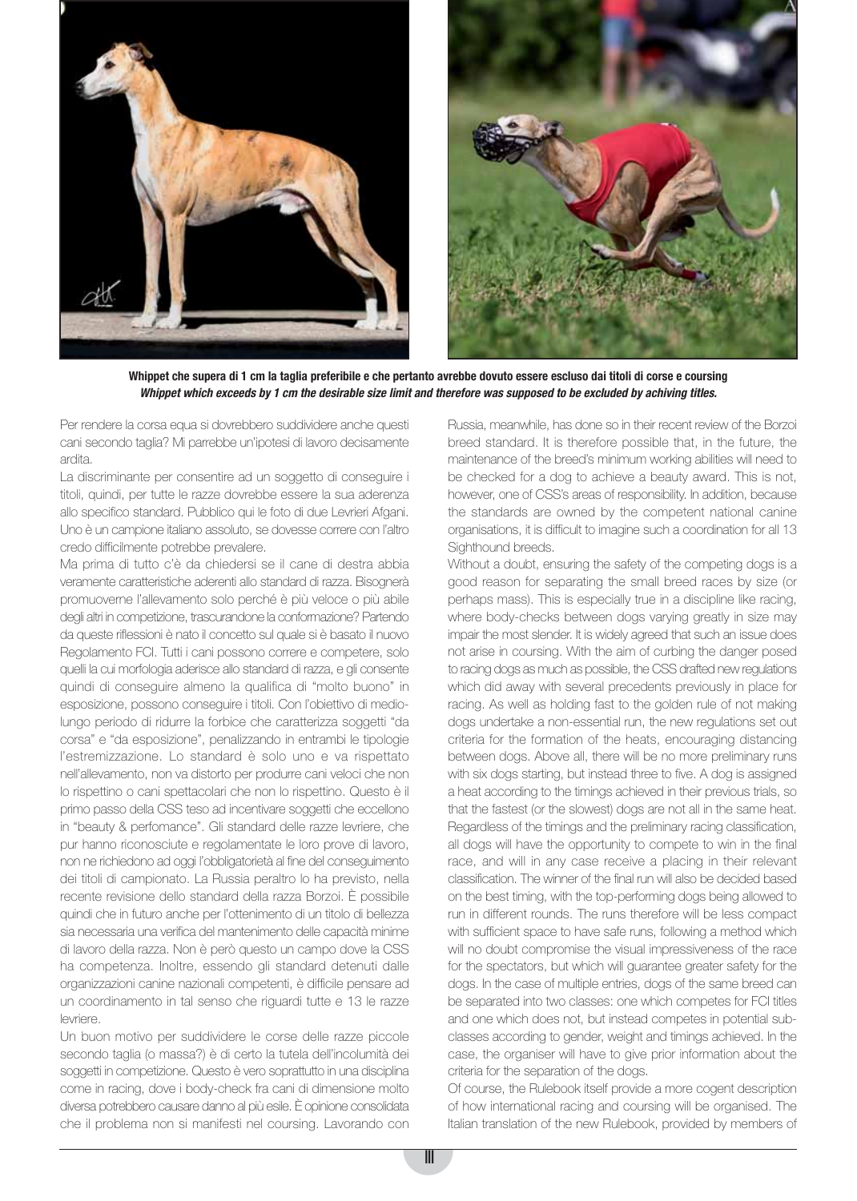**Whippet che supera di 1 cm la taglia preferibile e che pertanto avrebbe dovuto essere escluso dai titoli di corse e coursing**
***Whippet which exceeds by 1 cm the desirable size limit and therefore was supposed to be excluded by achiving titles.***

Per rendere la corsa equa si dovrebbero suddividere anche questi cani secondo taglia? Mi parrebbe un'ipotesi di lavoro decisamente ardita.

La discriminante per consentire ad un soggetto di conseguire i titoli, quindi, per tutte le razze dovrebbe essere la sua aderenza allo specifico standard. Pubblico qui le foto di due Levrieri Afgani. Uno è un campione italiano assoluto, se dovesse correre con l'altro credo difficilmente potrebbe prevalere.

Ma prima di tutto c'è da chiedersi se il cane di destra abbia veramente caratteristiche aderenti allo standard di razza. Bisognerà promuoverne l'allevamento solo perché è più veloce o più abile degli altri in competizione, trascurandone la conformazione? Partendo da queste riflessioni è nato il concetto sul quale si è basato il nuovo Regolamento FCI. Tutti i cani possono correre e competere, solo quelli la cui morfologia aderisce allo standard di razza, e gli consente quindi di conseguire almeno la qualifica di "molto buono" in esposizione, possono conseguire i titoli. Con l'obiettivo di medio-lungo periodo di ridurre la forbice che caratterizza soggetti "da corsa" e "da esposizione", penalizzando in entrambi le tipologie l'estremizzazione. Lo standard è solo uno e va rispettato nell'allevamento, non va distorto per produrre cani veloci che non lo rispettino o cani spettacolari che non lo rispettino. Questo è il primo passo della CSS teso ad incentivare soggetti che eccellono in "beauty & perfomance". Gli standard delle razze levriere, che pur hanno riconosciute e regolamentate le loro prove di lavoro, non ne richiedono ad oggi l'obbligatorietà al fine del conseguimento dei titoli di campionato. La Russia peraltro lo ha previsto, nella recente revisione dello standard della razza Borzoi. È possibile quindi che in futuro anche per l'ottenimento di un titolo di bellezza sia necessaria una verifica del mantenimento delle capacità minime di lavoro della razza. Non è però questo un campo dove la CSS ha competenza. Inoltre, essendo gli standard detenuti dalle organizzazioni canine nazionali competenti, è difficile pensare ad un coordinamento in tal senso che riguardi tutte e 13 le razze levriere.

Un buon motivo per suddividere le corse delle razze piccole secondo taglia (o massa?) è di certo la tutela dell'incolumità dei soggetti in competizione. Questo è vero soprattutto in una disciplina come in racing, dove i body-check fra cani di dimensione molto diversa potrebbero causare danno al più esile. È opinione consolidata che il problema non si manifesti nel coursing. Lavorando con Russia, meanwhile, has done so in their recent review of the Borzoi breed standard. It is therefore possible that, in the future, the maintenance of the breed's minimum working abilities will need to be checked for a dog to achieve a beauty award. This is not, however, one of CSS's areas of responsibility. In addition, because the standards are owned by the competent national canine organisations, it is difficult to imagine such a coordination for all 13 Sighthound breeds.

Without a doubt, ensuring the safety of the competing dogs is a good reason for separating the small breed races by size (or perhaps mass). This is especially true in a discipline like racing, where body-checks between dogs varying greatly in size may impair the most slender. It is widely agreed that such an issue does not arise in coursing. With the aim of curbing the danger posed to racing dogs as much as possible, the CSS drafted new regulations which did away with several precedents previously in place for racing. As well as holding fast to the golden rule of not making dogs undertake a non-essential run, the new regulations set out criteria for the formation of the heats, encouraging distancing between dogs. Above all, there will be no more preliminary runs with six dogs starting, but instead three to five. A dog is assigned a heat according to the timings achieved in their previous trials, so that the fastest (or the slowest) dogs are not all in the same heat. Regardless of the timings and the preliminary racing classification, all dogs will have the opportunity to compete to win in the final race, and will in any case receive a placing in their relevant classification. The winner of the final run will also be decided based on the best timing, with the top-performing dogs being allowed to run in different rounds. The runs therefore will be less compact with sufficient space to have safe runs, following a method which will no doubt compromise the visual impressiveness of the race for the spectators, but which will guarantee greater safety for the dogs. In the case of multiple entries, dogs of the same breed can be separated into two classes: one which competes for FCI titles and one which does not, but instead competes in potential sub-classes according to gender, weight and timings achieved. In the case, the organiser will have to give prior information about the criteria for the separation of the dogs.

Of course, the Rulebook itself provide a more cogent description of how international racing and coursing will be organised. The Italian translation of the new Rulebook, provided by members of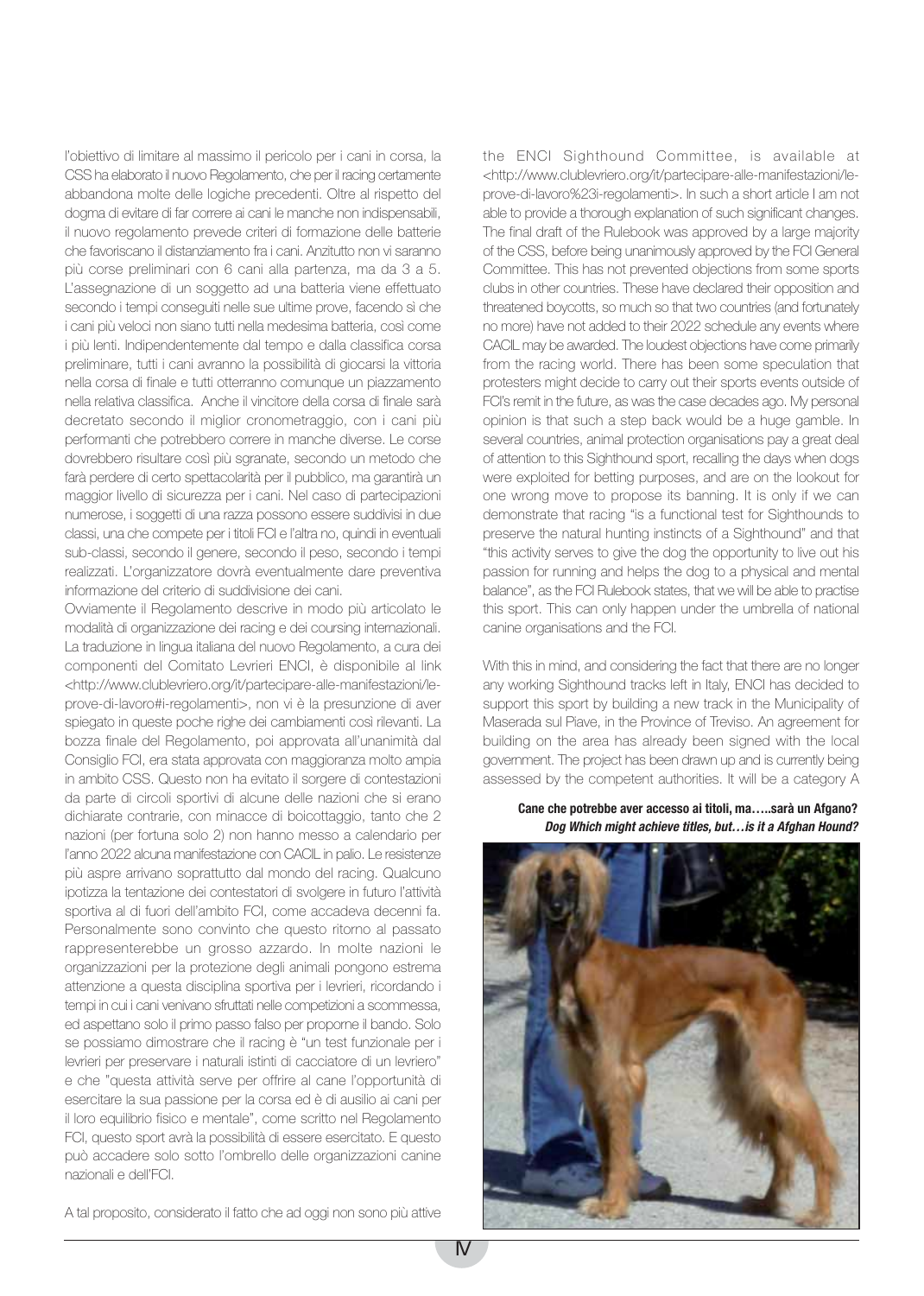l'obiettivo di limitare al massimo il pericolo per i cani in corsa, la CSS ha elaborato il nuovo Regolamento, che per il racing certamente abbandona molte delle logiche precedenti. Oltre al rispetto del dogma di evitare di far correre ai cani le manche non indispensabili, il nuovo regolamento prevede criteri di formazione delle batterie che favoriscano il distanziamento fra i cani. Anzitutto non vi saranno più corse preliminari con 6 cani alla partenza, ma da 3 a 5. L'assegnazione di un soggetto ad una batteria viene effettuato secondo i tempi conseguiti nelle sue ultime prove, facendo sì che i cani più veloci non siano tutti nella medesima batteria, così come i più lenti. Indipendentemente dal tempo e dalla classifica corsa preliminare, tutti i cani avranno la possibilità di giocarsi la vittoria nella corsa di finale e tutti otterranno comunque un piazzamento nella relativa classifica. Anche il vincitore della corsa di finale sarà decretato secondo il miglior cronometraggio, con i cani più performanti che potrebbero correre in manche diverse. Le corse dovrebbero risultare così più sgranate, secondo un metodo che farà perdere di certo spettacolarità per il pubblico, ma garantirà un maggior livello di sicurezza per i cani. Nel caso di partecipazioni numerose, i soggetti di una razza possono essere suddivisi in due classi, una che compete per i titoli FCI e l'altra no, quindi in eventuali sub-classi, secondo il genere, secondo il peso, secondo i tempi realizzati. L'organizzatore dovrà eventualmente dare preventiva informazione del criterio di suddivisione dei cani.

Ovviamente il Regolamento descrive in modo più articolato le modalità di organizzazione dei racing e dei coursing internazionali. La traduzione in lingua italiana del nuovo Regolamento, a cura dei componenti del Comitato Levrieri ENCI, è disponibile al link <http://www.clublevriero.org/it/partecipare-alle-manifestazioni/le-prove-di-lavoro#i-regolamenti>, non vi è la presunzione di aver spiegato in queste poche righe dei cambiamenti così rilevanti. La bozza finale del Regolamento, poi approvata all'unanimità dal Consiglio FCI, era stata approvata con maggioranza molto ampia in ambito CSS. Questo non ha evitato il sorgere di contestazioni da parte di circoli sportivi di alcune delle nazioni che si erano dichiarate contrarie, con minacce di boicottaggio, tanto che 2 nazioni (per fortuna solo 2) non hanno messo a calendario per l'anno 2022 alcuna manifestazione con CACIL in palio. Le resistenze più aspre arrivano soprattutto dal mondo del racing. Qualcuno ipotizza la tentazione dei contestatori di svolgere in futuro l'attività sportiva al di fuori dell'ambito FCI, come accadeva decenni fa. Personalmente sono convinto che questo ritorno al passato rappresenterebbe un grosso azzardo. In molte nazioni le organizzazioni per la protezione degli animali pongono estrema attenzione a questa disciplina sportiva per i levrieri, ricordando i tempi in cui i cani venivano sfruttati nelle competizioni a scommessa, ed aspettano solo il primo passo falso per proporne il bando. Solo se possiamo dimostrare che il racing è "un test funzionale per i levrieri per preservare i naturali istinti di cacciatore di un levriero" e che "questa attività serve per offrire al cane l'opportunità di esercitare la sua passione per la corsa ed è di ausilio ai cani per il loro equilibrio fisico e mentale", come scritto nel Regolamento FCI, questo sport avrà la possibilità di essere esercitato. E questo può accadere solo sotto l'ombrello delle organizzazioni canine nazionali e dell'FCI.

A tal proposito, considerato il fatto che ad oggi non sono più attive

the ENCI Sighthound Committee, is available at <http://www.clublevriero.org/it/partecipare-alle-manifestazioni/le-prove-di-lavoro%23i-regolamenti>. In such a short article I am not able to provide a thorough explanation of such significant changes. The final draft of the Rulebook was approved by a large majority of the CSS, before being unanimously approved by the FCI General Committee. This has not prevented objections from some sports clubs in other countries. These have declared their opposition and threatened boycotts, so much so that two countries (and fortunately no more) have not added to their 2022 schedule any events where CACIL may be awarded. The loudest objections have come primarily from the racing world. There has been some speculation that protesters might decide to carry out their sports events outside of FCI's remit in the future, as was the case decades ago. My personal opinion is that such a step back would be a huge gamble. In several countries, animal protection organisations pay a great deal of attention to this Sighthound sport, recalling the days when dogs were exploited for betting purposes, and are on the lookout for one wrong move to propose its banning. It is only if we can demonstrate that racing "is a functional test for Sighthounds to preserve the natural hunting instincts of a Sighthound" and that "this activity serves to give the dog the opportunity to live out his passion for running and helps the dog to a physical and mental balance", as the FCI Rulebook states, that we will be able to practise this sport. This can only happen under the umbrella of national canine organisations and the FCI.

With this in mind, and considering the fact that there are no longer any working Sighthound tracks left in Italy, ENCI has decided to support this sport by building a new track in the Municipality of Maserada sul Piave, in the Province of Treviso. An agreement for building on the area has already been signed with the local government. The project has been drawn up and is currently being assessed by the competent authorities. It will be a category A

**Cane che potrebbe aver accesso ai titoli, ma…..sarà un Afgano?**
***Dog Which might achieve titles, but…is it a Afghan Hound?***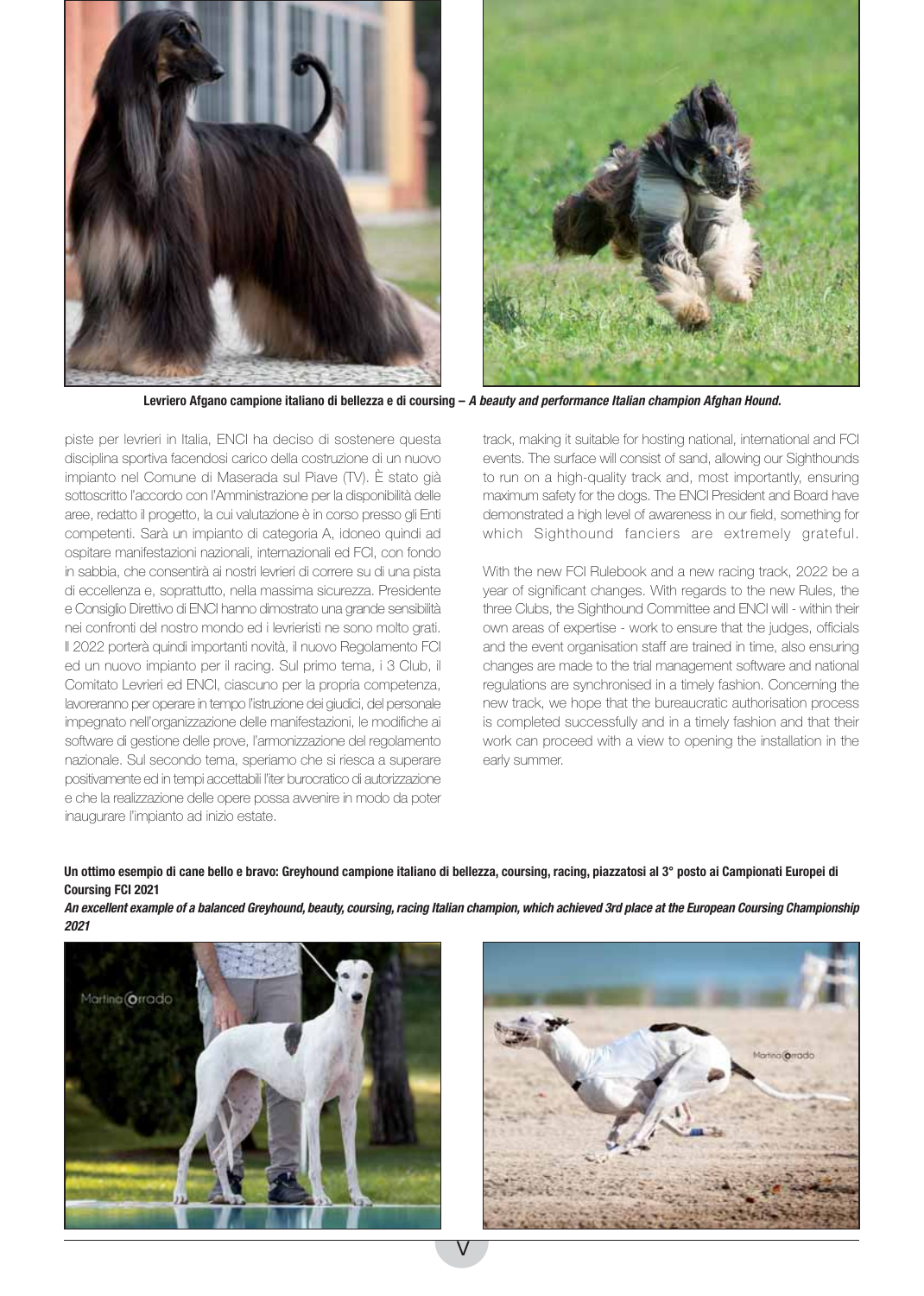**Levriero Afgano campione italiano di bellezza e di coursing –** ***A beauty and performance Italian champion Afghan Hound.***

piste per levrieri in Italia, ENCI ha deciso di sostenere questa disciplina sportiva facendosi carico della costruzione di un nuovo impianto nel Comune di Maserada sul Piave (TV). È stato già sottoscritto l'accordo con l'Amministrazione per la disponibilità delle aree, redatto il progetto, la cui valutazione è in corso presso gli Enti competenti. Sarà un impianto di categoria A, idoneo quindi ad ospitare manifestazioni nazionali, internazionali ed FCI, con fondo in sabbia, che consentirà ai nostri levrieri di correre su di una pista di eccellenza e, soprattutto, nella massima sicurezza. Presidente e Consiglio Direttivo di ENCI hanno dimostrato una grande sensibilità nei confronti del nostro mondo ed i levrieristi ne sono molto grati. Il 2022 porterà quindi importanti novità, il nuovo Regolamento FCI ed un nuovo impianto per il racing. Sul primo tema, i 3 Club, il Comitato Levrieri ed ENCI, ciascuno per la propria competenza, lavoreranno per operare in tempo l'istruzione dei giudici, del personale impegnato nell'organizzazione delle manifestazioni, le modifiche ai software di gestione delle prove, l'armonizzazione del regolamento nazionale. Sul secondo tema, speriamo che si riesca a superare positivamente ed in tempi accettabili l'iter burocratico di autorizzazione e che la realizzazione delle opere possa avvenire in modo da poter inaugurare l'impianto ad inizio estate.

track, making it suitable for hosting national, international and FCI events. The surface will consist of sand, allowing our Sighthounds to run on a high-quality track and, most importantly, ensuring maximum safety for the dogs. The ENCI President and Board have demonstrated a high level of awareness in our field, something for which Sighthound fanciers are extremely grateful.

With the new FCI Rulebook and a new racing track, 2022 be a year of significant changes. With regards to the new Rules, the three Clubs, the Sighthound Committee and ENCI will - within their own areas of expertise - work to ensure that the judges, officials and the event organisation staff are trained in time, also ensuring changes are made to the trial management software and national regulations are synchronised in a timely fashion. Concerning the new track, we hope that the bureaucratic authorisation process is completed successfully and in a timely fashion and that their work can proceed with a view to opening the installation in the early summer.

**Un ottimo esempio di cane bello e bravo: Greyhound campione italiano di bellezza, coursing, racing, piazzatosi al 3° posto ai Campionati Europei di Coursing FCI 2021**

***An excellent example of a balanced Greyhound, beauty, coursing, racing Italian champion, which achieved 3rd place at the European Coursing Championship 2021***